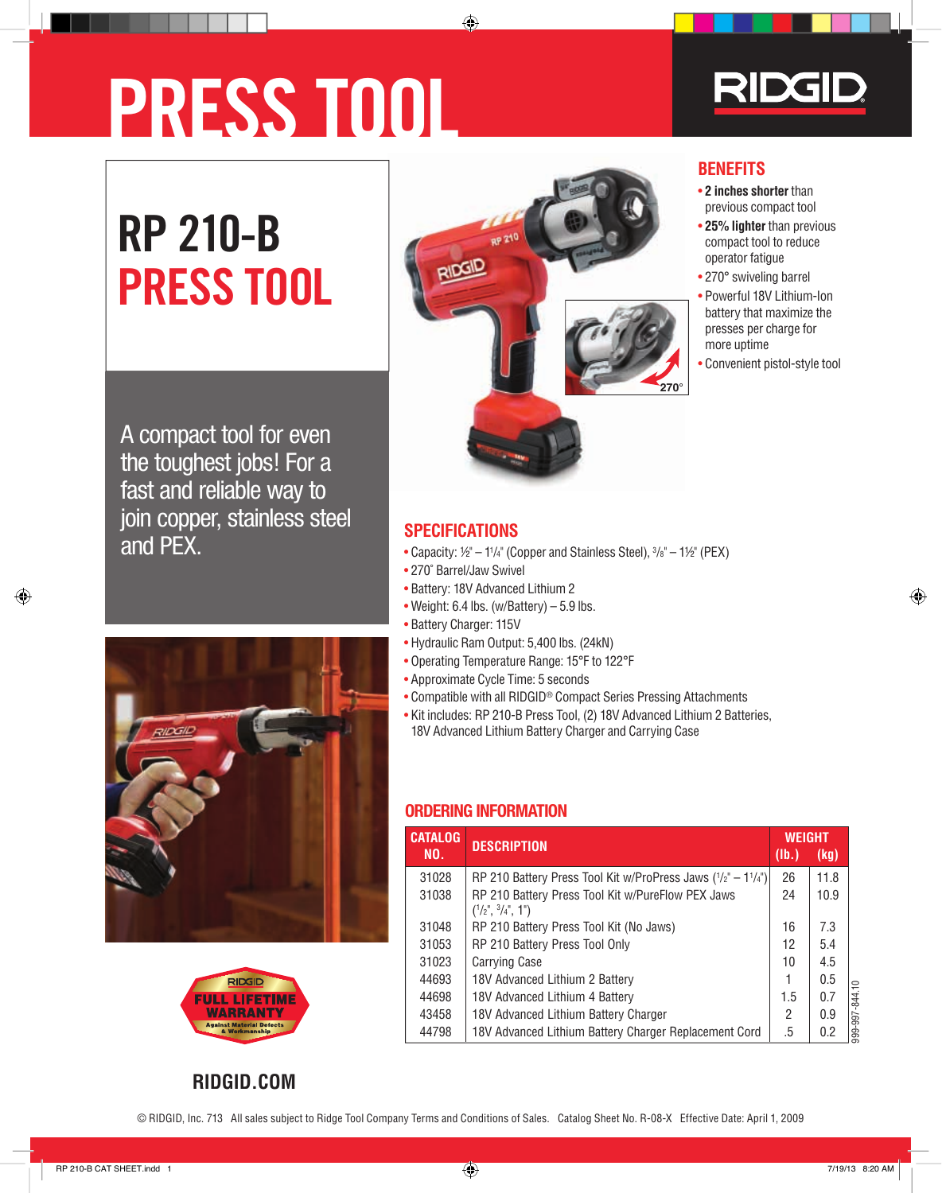# PRESS TOOL

RIDGID

## RP 210-B PRESS TOOL

A compact tool for even the toughest jobs! For a fast and reliable way to join copper, stainless steel and PEX.

## BENEFITS

- **2 inches shorter** than previous compact tool
- **25% lighter** than previous compact tool to reduce operator fatigue
- 270° swiveling barrel
- Powerful 18V Lithium-Ion battery that maximize the presses per charge for more uptime
- Convenient pistol-style tool

## SPECIFICATIONS

- Capacity: ½" – 1¼" (Copper and Stainless Steel), ⅜" – 1½" (PEX)
- 270˚ Barrel/Jaw Swivel
- Battery: 18V Advanced Lithium 2
- Weight: 6.4 lbs. (w/Battery) – 5.9 lbs.
- Battery Charger: 115V
- Hydraulic Ram Output: 5,400 lbs. (24kN)
- Operating Temperature Range: 15°F to 122°F
- Approximate Cycle Time: 5 seconds
- Compatible with all RIDGID® Compact Series Pressing Attachments
- Kit includes: RP 210-B Press Tool, (2) 18V Advanced Lithium 2 Batteries, 18V Advanced Lithium Battery Charger and Carrying Case

## ORDERING INFORMATION

| CATALOG NO. | DESCRIPTION | WEIGHT (lb.) | WEIGHT (kg) |
|---|---|---|---|
| 31028 | RP 210 Battery Press Tool Kit w/ProPress Jaws (½" – 1¼") | 26 | 11.8 |
| 31038 | RP 210 Battery Press Tool Kit w/PureFlow PEX Jaws (½", ¾", 1") | 24 | 10.9 |
| 31048 | RP 210 Battery Press Tool Kit (No Jaws) | 16 | 7.3 |
| 31053 | RP 210 Battery Press Tool Only | 12 | 5.4 |
| 31023 | Carrying Case | 10 | 4.5 |
| 44693 | 18V Advanced Lithium 2 Battery | 1 | 0.5 |
| 44698 | 18V Advanced Lithium 4 Battery | 1.5 | 0.7 |
| 43458 | 18V Advanced Lithium Battery Charger | 2 | 0.9 |
| 44798 | 18V Advanced Lithium Battery Charger Replacement Cord | .5 | 0.2 |

999-997-844.10

RIDGID FULL LIFETIME WARRANTY Against Material Defects & Workmanship

RIDGID.COM

© RIDGID, Inc. 713 All sales subject to Ridge Tool Company Terms and Conditions of Sales. Catalog Sheet No. R-08-X Effective Date: April 1, 2009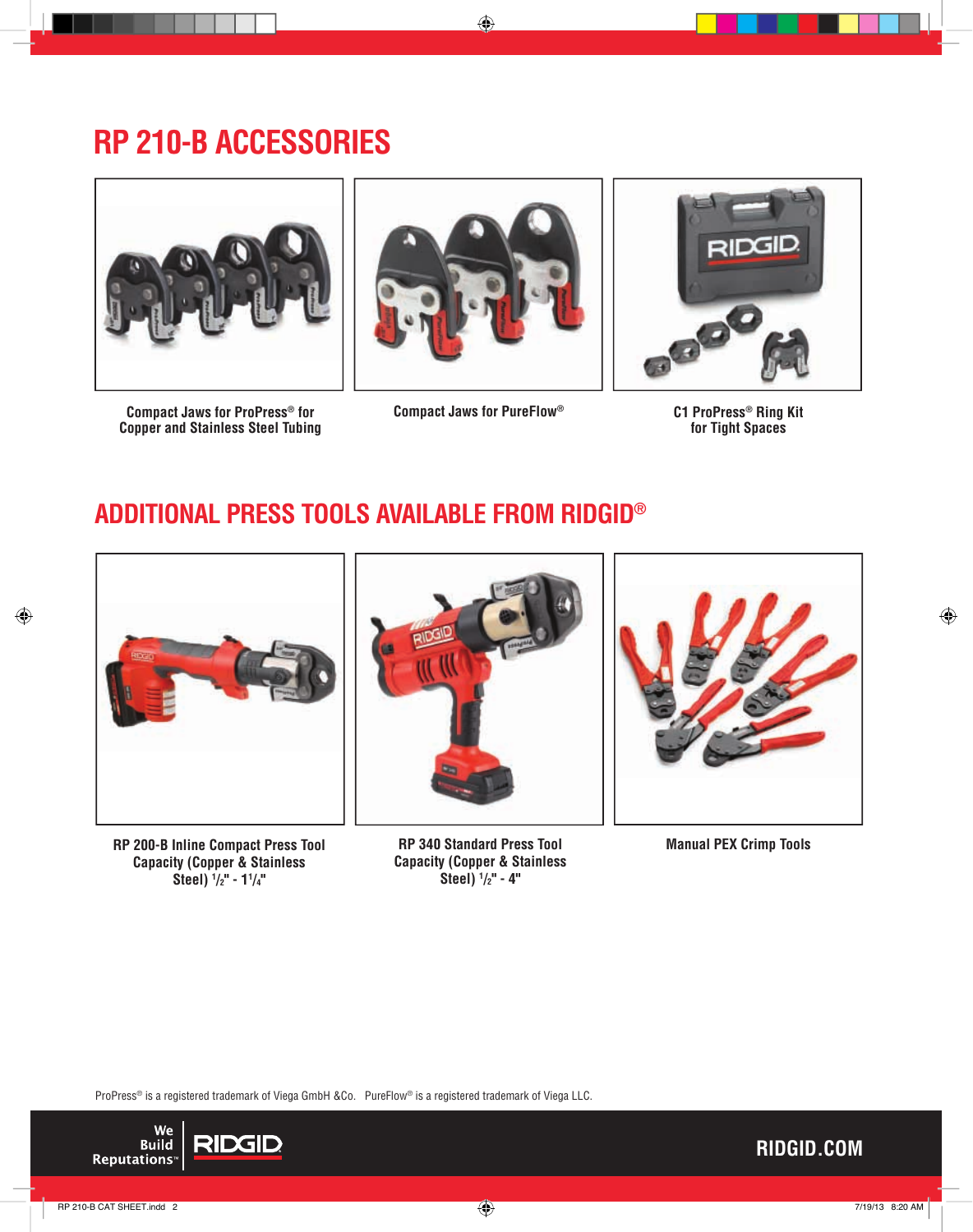# RP 210-B ACCESSORIES

Compact Jaws for ProPress® for Copper and Stainless Steel Tubing

Compact Jaws for PureFlow®

C1 ProPress® Ring Kit for Tight Spaces

# ADDITIONAL PRESS TOOLS AVAILABLE FROM RIDGID®

RP 200-B Inline Compact Press Tool Capacity (Copper & Stainless Steel) 1/2" - 1 1/4"

RP 340 Standard Press Tool Capacity (Copper & Stainless Steel) 1/2" - 4"

Manual PEX Crimp Tools

ProPress® is a registered trademark of Viega GmbH &Co. PureFlow® is a registered trademark of Viega LLC.

We Build Reputations™ RIDGID

RIDGID.COM